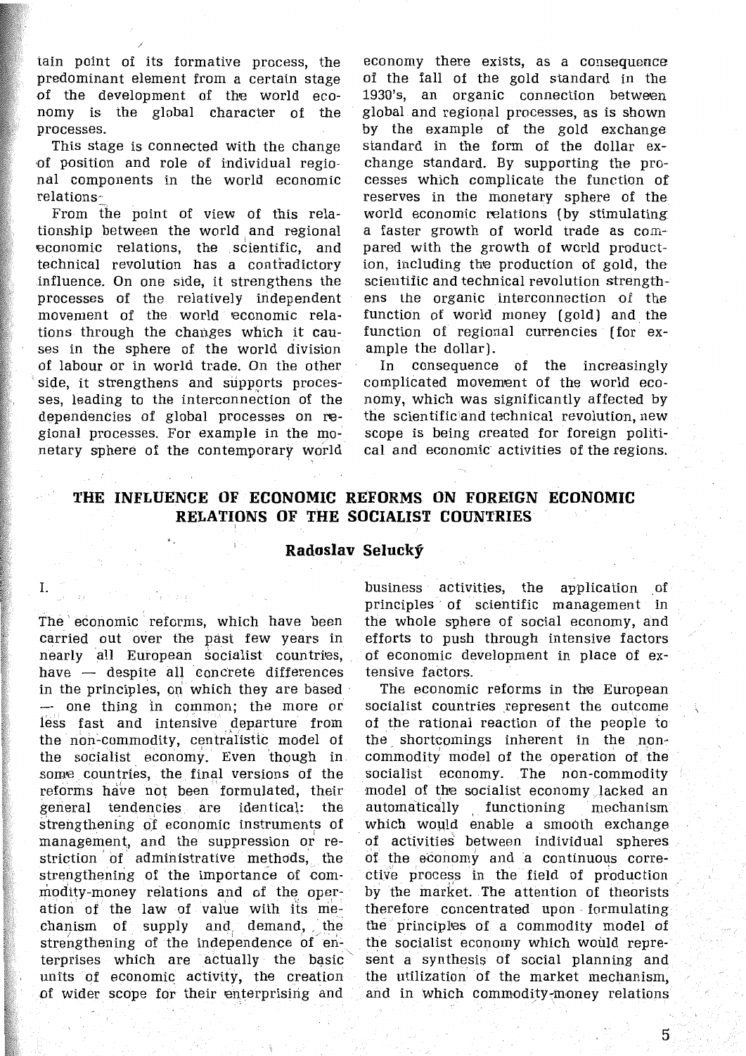tain point of its formative process, the predominant element from a certain stage of the development of the world economy is the global character of the processes.

This stage is connected with the change of position and role of individual regional components in the world economic relations.

From the point of view of this relationship between the world and regional economic relations, the scientific, and technical revolution has a contradictory influence. On one side, it strengthens the processes of the relatively independent movement of the world economic relations through the changes which it causes in the sphere of the world division of labour or in world trade. On the other side, it strengthens and supports processes, leading to the interconnection of the dependencies of global processes on regional processes. For example in the monetary sphere of the contemporary world economy there exists, as a consequence of the fall of the gold standard in the 1930's, an organic connection between global and regional processes, as is shown by the example of the gold exchange standard in the form of the dollar exchange standard. By supporting the processes which complicate the function of reserves in the monetary sphere of the world economic relations (by stimulating a faster growth of world trade as compared with the growth of world production, including the production of gold, the scientific and technical revolution strengthens the organic interconnection of the function of world money (gold) and the function of regional currencies (for example the dollar).

In consequence of the increasingly complicated movement of the world economy, which was significantly affected by the scientific and technical revolution, new scope is being created for foreign political and economic activities of the regions.

## THE INFLUENCE OF ECONOMIC REFORMS ON FOREIGN ECONOMIC RELATIONS OF THE SOCIALIST COUNTRIES

**Radoslav Selucký**

I.

The economic reforms, which have been carried out over the past few years in nearly all European socialist countries, have — despite all concrete differences in the principles, on which they are based — one thing in common; the more or less fast and intensive departure from the non-commodity, centralistic model of the socialist economy. Even though in some countries, the final versions of the reforms have not been formulated, their general tendencies are identical: the strengthening of economic instruments of management, and the suppression or restriction of administrative methods, the strengthening of the importance of commodity-money relations and of the operation of the law of value with its mechanism of supply and demand, the strengthening of the independence of enterprises which are actually the basic units of economic activity, the creation of wider scope for their enterprising and business activities, the application of principles of scientific management in the whole sphere of social economy, and efforts to push through intensive factors of economic development in place of extensive factors.

The economic reforms in the European socialist countries represent the outcome of the rational reaction of the people to the shortcomings inherent in the non-commodity model of the operation of the socialist economy. The non-commodity model of the socialist economy lacked an automatically functioning mechanism which would enable a smooth exchange of activities between individual spheres of the economy and a continuous corrective process in the field of production by the market. The attention of theorists therefore concentrated upon formulating the principles of a commodity model of the socialist economy which would represent a synthesis of social planning and the utilization of the market mechanism, and in which commodity-money relations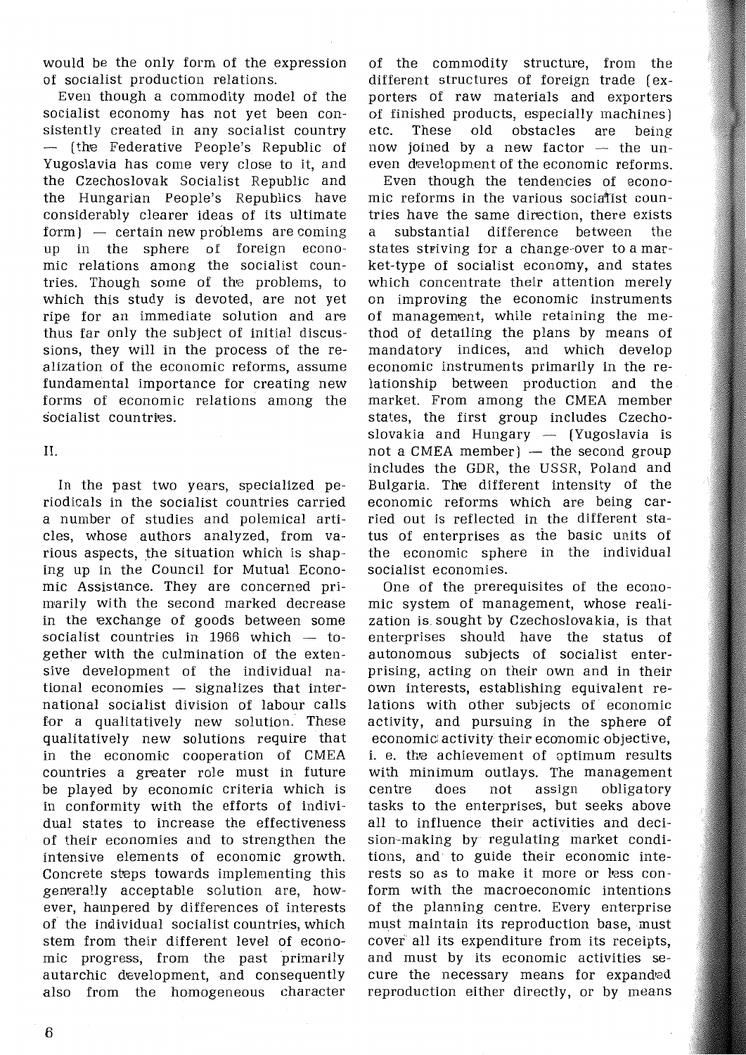would be the only form of the expression of socialist production relations.

Even though a commodity model of the socialist economy has not yet been consistently created in any socialist country — (the Federative People's Republic of Yugoslavia has come very close to it, and the Czechoslovak Socialist Republic and the Hungarian People's Republics have considerably clearer ideas of its ultimate form) — certain new problems are coming up in the sphere of foreign economic relations among the socialist countries. Though some of the problems, to which this study is devoted, are not yet ripe for an immediate solution and are thus far only the subject of initial discussions, they will in the process of the realization of the economic reforms, assume fundamental importance for creating new forms of economic relations among the socialist countries.

## II.

In the past two years, specialized periodicals in the socialist countries carried a number of studies and polemical articles, whose authors analyzed, from various aspects, the situation which is shaping up in the Council for Mutual Economic Assistance. They are concerned primarily with the second marked decrease in the exchange of goods between some socialist countries in 1966 which — together with the culmination of the extensive development of the individual national economies — signalizes that international socialist division of labour calls for a qualitatively new solution. These qualitatively new solutions require that in the economic cooperation of CMEA countries a greater role must in future be played by economic criteria which is in conformity with the efforts of individual states to increase the effectiveness of their economies and to strengthen the intensive elements of economic growth. Concrete steps towards implementing this generally acceptable solution are, however, hampered by differences of interests of the individual socialist countries, which stem from their different level of economic progress, from the past primarily autarchic development, and consequently also from the homogeneous character of the commodity structure, from the different structures of foreign trade (exporters of raw materials and exporters of finished products, especially machines) etc. These old obstacles are being now joined by a new factor — the uneven development of the economic reforms.

Even though the tendencies of economic reforms in the various socialist countries have the same direction, there exists a substantial difference between the states striving for a change-over to a market-type of socialist economy, and states which concentrate their attention merely on improving the economic instruments of management, while retaining the method of detailing the plans by means of mandatory indices, and which develop economic instruments primarily in the relationship between production and the market. From among the CMEA member states, the first group includes Czechoslovakia and Hungary — (Yugoslavia is not a CMEA member) — the second group includes the GDR, the USSR, Poland and Bulgaria. The different intensity of the economic reforms which are being carried out is reflected in the different status of enterprises as the basic units of the economic sphere in the individual socialist economies.

One of the prerequisites of the economic system of management, whose realization is sought by Czechoslovakia, is that enterprises should have the status of autonomous subjects of socialist enterprising, acting on their own and in their own interests, establishing equivalent relations with other subjects of economic activity, and pursuing in the sphere of economic activity their economic objective, i. e. the achievement of optimum results with minimum outlays. The management centre does not assign obligatory tasks to the enterprises, but seeks above all to influence their activities and decision-making by regulating market conditions, and to guide their economic interests so as to make it more or less conform with the macroeconomic intentions of the planning centre. Every enterprise must maintain its reproduction base, must cover all its expenditure from its receipts, and must by its economic activities secure the necessary means for expanded reproduction either directly, or by means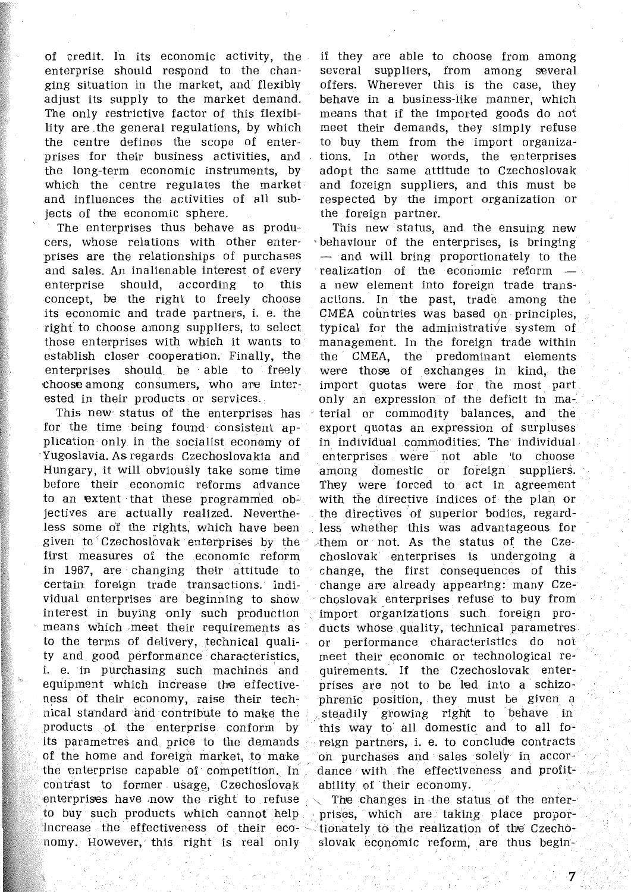of credit. In its economic activity, the enterprise should respond to the changing situation in the market, and flexibly adjust its supply to the market demand. The only restrictive factor of this flexibility are the general regulations, by which the centre defines the scope of enterprises for their business activities, and the long-term economic instruments, by which the centre regulates the market and influences the activities of all subjects of the economic sphere.

The enterprises thus behave as producers, whose relations with other enterprises are the relationships of purchases and sales. An inalienable interest of every enterprise should, according to this concept, be the right to freely choose its economic and trade partners, i. e. the right to choose among suppliers, to select those enterprises with which it wants to establish closer cooperation. Finally, the enterprises should be able to freely choose among consumers, who are interested in their products or services.

This new status of the enterprises has for the time being found consistent application only in the socialist economy of Yugoslavia. As regards Czechoslovakia and Hungary, it will obviously take some time before their economic reforms advance to an extent that these programmed objectives are actually realized. Nevertheless some of the rights, which have been given to Czechoslovak enterprises by the first measures of the economic reform in 1967, are changing their attitude to certain foreign trade transactions. Individual enterprises are beginning to show interest in buying only such production means which meet their requirements as to the terms of delivery, technical quality and good performance characteristics, i. e. in purchasing such machines and equipment which increase the effectiveness of their economy, raise their technical standard and contribute to make the products of the enterprise conform by its parametres and price to the demands of the home and foreign market, to make the enterprise capable of competition. In contrast to former usage, Czechoslovak enterprises have now the right to refuse to buy such products which cannot help increase the effectiveness of their economy. However, this right is real only if they are able to choose from among several suppliers, from among several offers. Wherever this is the case, they behave in a business-like manner, which means that if the imported goods do not meet their demands, they simply refuse to buy them from the import organizations. In other words, the enterprises adopt the same attitude to Czechoslovak and foreign suppliers, and this must be respected by the import organization or the foreign partner.

This new status, and the ensuing new behaviour of the enterprises, is bringing — and will bring proportionately to the realization of the economic reform — a new element into foreign trade transactions. In the past, trade among the CMEA countries was based on principles, typical for the administrative system of management. In the foreign trade within the CMEA, the predominant elements were those of exchanges in kind, the import quotas were for the most part only an expression of the deficit in material or commodity balances, and the export quotas an expression of surpluses in individual commodities. The individual enterprises were not able to choose among domestic or foreign suppliers. They were forced to act in agreement with the directive indices of the plan or the directives of superior bodies, regardless whether this was advantageous for them or not. As the status of the Czechoslovak enterprises is undergoing a change, the first consequences of this change are already appearing: many Czechoslovak enterprises refuse to buy from import organizations such foreign products whose quality, technical parametres or performance characteristics do not meet their economic or technological requirements. If the Czechoslovak enterprises are not to be led into a schizophrenic position, they must be given a steadily growing right to behave in this way to all domestic and to all foreign partners, i. e. to conclude contracts on purchases and sales solely in accordance with the effectiveness and profitability of their economy.

The changes in the status of the enterprises, which are taking place proportionately to the realization of the Czechoslovak economic reform, are thus begin-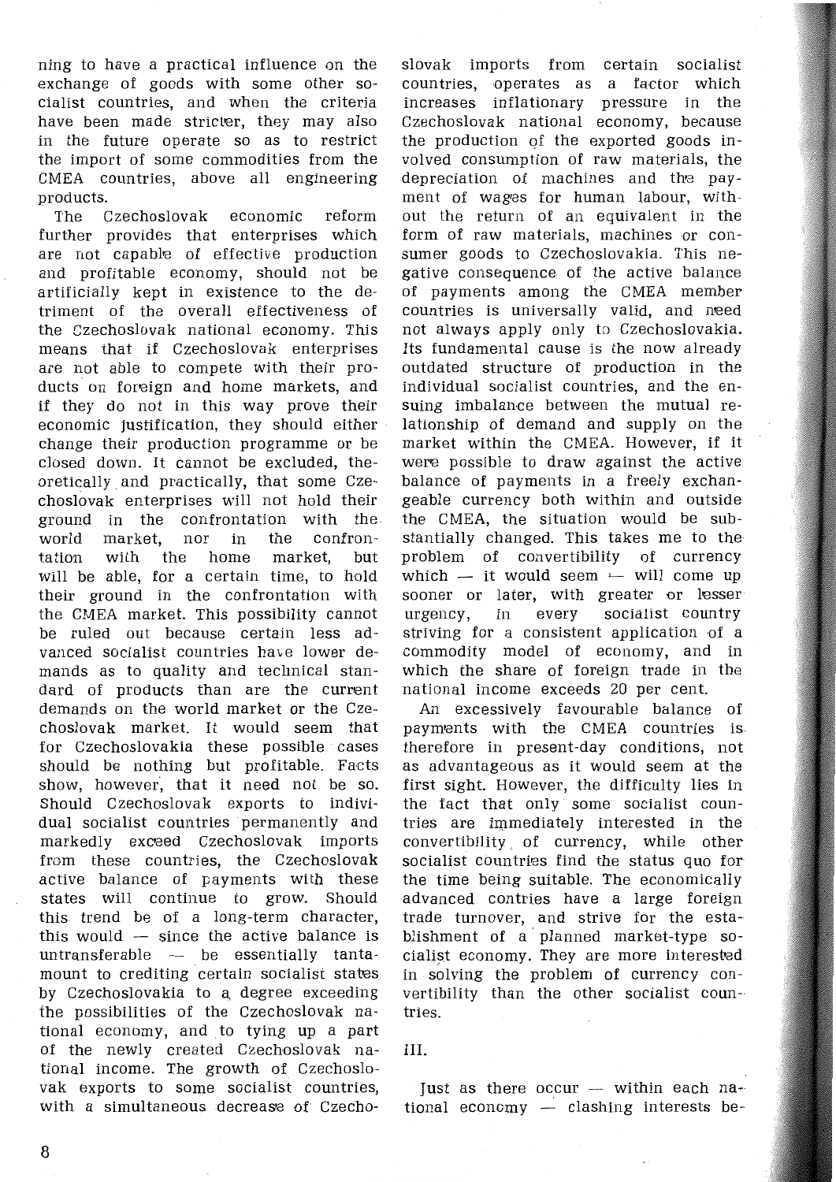ning to have a practical influence on the exchange of goods with some other socialist countries, and when the criteria have been made stricter, they may also in the future operate so as to restrict the import of some commodities from the CMEA countries, above all engineering products.

The Czechoslovak economic reform further provides that enterprises which are not capable of effective production and profitable economy, should not be artificially kept in existence to the detriment of the overall effectiveness of the Czechoslovak national economy. This means that if Czechoslovak enterprises are not able to compete with their products on foreign and home markets, and if they do not in this way prove their economic justification, they should either change their production programme or be closed down. It cannot be excluded, theoretically and practically, that some Czechoslovak enterprises will not hold their ground in the confrontation with the world market, nor in the confrontation with the home market, but will be able, for a certain time, to hold their ground in the confrontation with the CMEA market. This possibility cannot be ruled out because certain less advanced socialist countries have lower demands as to quality and technical standard of products than are the current demands on the world market or the Czechoslovak market. It would seem that for Czechoslovakia these possible cases should be nothing but profitable. Facts show, however, that it need not be so. Should Czechoslovak exports to individual socialist countries permanently and markedly exceed Czechoslovak imports from these countries, the Czechoslovak active balance of payments with these states will continue to grow. Should this trend be of a long-term character, this would — since the active balance is untransferable — be essentially tantamount to crediting certain socialist states by Czechoslovakia to a degree exceeding the possibilities of the Czechoslovak national economy, and to tying up a part of the newly created Czechoslovak national income. The growth of Czechoslovak exports to some socialist countries, with a simultaneous decrease of Czechoslovak imports from certain socialist countries, operates as a factor which increases inflationary pressure in the Czechoslovak national economy, because the production of the exported goods involved consumption of raw materials, the depreciation of machines and the payment of wages for human labour, without the return of an equivalent in the form of raw materials, machines or consumer goods to Czechoslovakia. This negative consequence of the active balance of payments among the CMEA member countries is universally valid, and need not always apply only to Czechoslovakia. Its fundamental cause is the now already outdated structure of production in the individual socialist countries, and the ensuing imbalance between the mutual relationship of demand and supply on the market within the CMEA. However, if it were possible to draw against the active balance of payments in a freely exchangeable currency both within and outside the CMEA, the situation would be substantially changed. This takes me to the problem of convertibility of currency which — it would seem — will come up sooner or later, with greater or lesser urgency, in every socialist country striving for a consistent application of a commodity model of economy, and in which the share of foreign trade in the national income exceeds 20 per cent.

An excessively favourable balance of payments with the CMEA countries is therefore in present-day conditions, not as advantageous as it would seem at the first sight. However, the difficulty lies in the fact that only some socialist countries are immediately interested in the convertibility of currency, while other socialist countries find the status quo for the time being suitable. The economically advanced contries have a large foreign trade turnover, and strive for the establishment of a planned market-type socialist economy. They are more interested in solving the problem of currency convertibility than the other socialist countries.

## III.

Just as there occur — within each national economy — clashing interests be-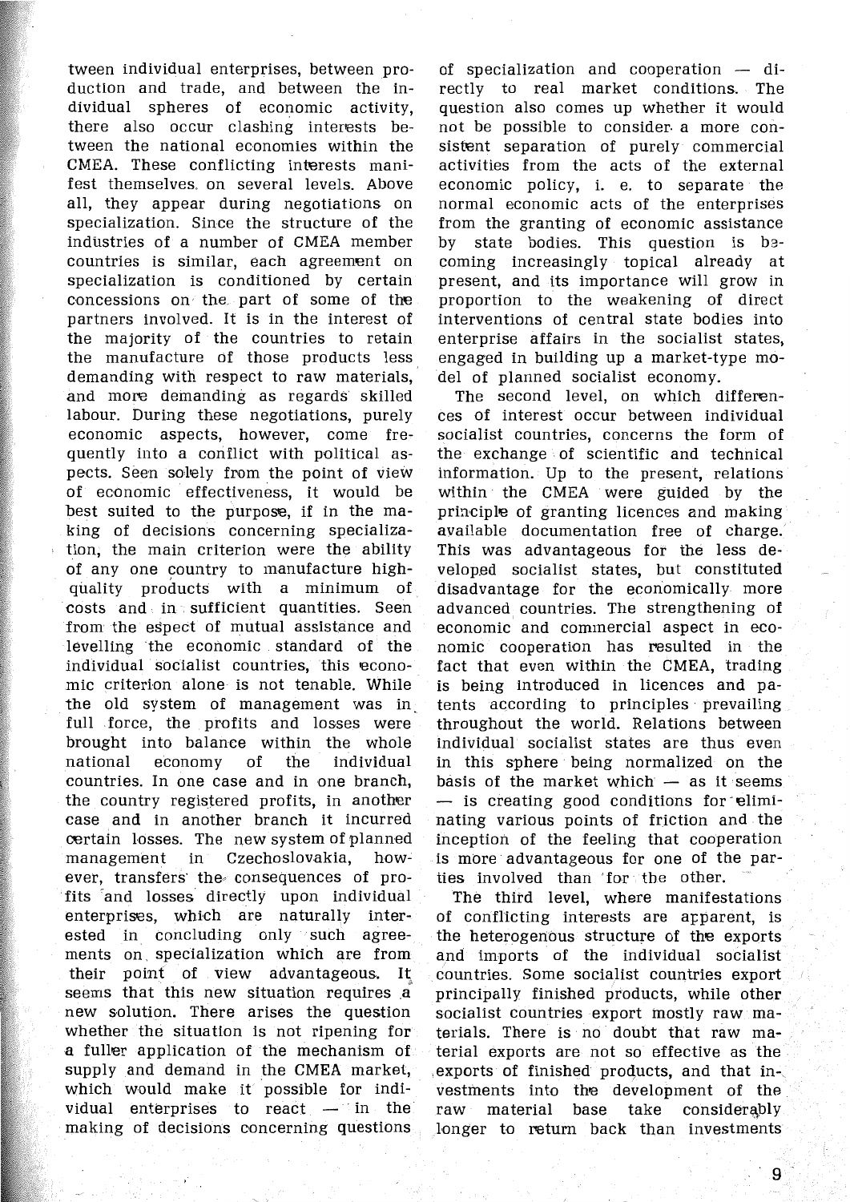tween individual enterprises, between production and trade, and between the individual spheres of economic activity, there also occur clashing interests between the national economies within the CMEA. These conflicting interests manifest themselves on several levels. Above all, they appear during negotiations on specialization. Since the structure of the industries of a number of CMEA member countries is similar, each agreement on specialization is conditioned by certain concessions on the part of some of the partners involved. It is in the interest of the majority of the countries to retain the manufacture of those products less demanding with respect to raw materials, and more demanding as regards skilled labour. During these negotiations, purely economic aspects, however, come frequently into a conflict with political aspects. Seen solely from the point of view of economic effectiveness, it would be best suited to the purpose, if in the making of decisions concerning specialization, the main criterion were the ability of any one country to manufacture high-quality products with a minimum of costs and in sufficient quantities. Seen from the aspect of mutual assistance and levelling the economic standard of the individual socialist countries, this economic criterion alone is not tenable. While the old system of management was in full force, the profits and losses were brought into balance within the whole national economy of the individual countries. In one case and in one branch, the country registered profits, in another case and in another branch it incurred certain losses. The new system of planned management in Czechoslovakia, however, transfers the consequences of profits and losses directly upon individual enterprises, which are naturally interested in concluding only such agreements on specialization which are from their point of view advantageous. It seems that this new situation requires a new solution. There arises the question whether the situation is not ripening for a fuller application of the mechanism of supply and demand in the CMEA market, which would make it possible for individual enterprises to react — in the making of decisions concerning questions of specialization and cooperation — directly to real market conditions. The question also comes up whether it would not be possible to consider a more consistent separation of purely commercial activities from the acts of the external economic policy, i. e. to separate the normal economic acts of the enterprises from the granting of economic assistance by state bodies. This question is becoming increasingly topical already at present, and its importance will grow in proportion to the weakening of direct interventions of central state bodies into enterprise affairs in the socialist states, engaged in building up a market-type model of planned socialist economy.

The second level, on which differences of interest occur between individual socialist countries, concerns the form of the exchange of scientific and technical information. Up to the present, relations within the CMEA were guided by the principle of granting licences and making available documentation free of charge. This was advantageous for the less developed socialist states, but constituted disadvantage for the economically more advanced countries. The strengthening of economic and commercial aspect in economic cooperation has resulted in the fact that even within the CMEA, trading is being introduced in licences and patents according to principles prevailing throughout the world. Relations between individual socialist states are thus even in this sphere being normalized on the basis of the market which — as it seems — is creating good conditions for eliminating various points of friction and the inception of the feeling that cooperation is more advantageous for one of the parties involved than for the other.

The third level, where manifestations of conflicting interests are apparent, is the heterogenous structure of the exports and imports of the individual socialist countries. Some socialist countries export principally finished products, while other socialist countries export mostly raw materials. There is no doubt that raw material exports are not so effective as the exports of finished products, and that investments into the development of the raw material base take considerably longer to return back than investments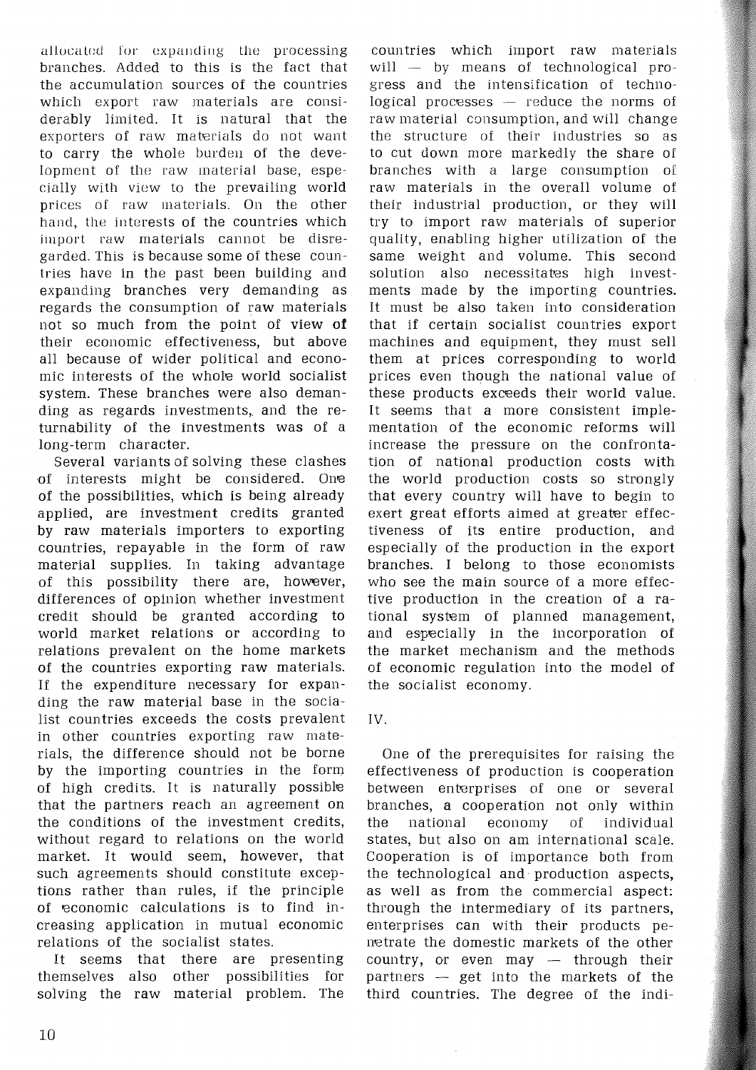allocated for expanding the processing branches. Added to this is the fact that the accumulation sources of the countries which export raw materials are considerably limited. It is natural that the exporters of raw materials do not want to carry the whole burden of the development of the raw material base, especially with view to the prevailing world prices of raw materials. On the other hand, the interests of the countries which import raw materials cannot be disregarded. This is because some of these countries have in the past been building and expanding branches very demanding as regards the consumption of raw materials not so much from the point of view of their economic effectiveness, but above all because of wider political and economic interests of the whole world socialist system. These branches were also demanding as regards investments, and the returnability of the investments was of a long-term character.

Several variants of solving these clashes of interests might be considered. One of the possibilities, which is being already applied, are investment credits granted by raw materials importers to exporting countries, repayable in the form of raw material supplies. In taking advantage of this possibility there are, however, differences of opinion whether investment credit should be granted according to world market relations or according to relations prevalent on the home markets of the countries exporting raw materials. If the expenditure necessary for expanding the raw material base in the socialist countries exceeds the costs prevalent in other countries exporting raw materials, the difference should not be borne by the importing countries in the form of high credits. It is naturally possible that the partners reach an agreement on the conditions of the investment credits, without regard to relations on the world market. It would seem, however, that such agreements should constitute exceptions rather than rules, if the principle of economic calculations is to find increasing application in mutual economic relations of the socialist states.

It seems that there are presenting themselves also other possibilities for solving the raw material problem. The countries which import raw materials will — by means of technological progress and the intensification of technological processes — reduce the norms of raw material consumption, and will change the structure of their industries so as to cut down more markedly the share of branches with a large consumption of raw materials in the overall volume of their industrial production, or they will try to import raw materials of superior quality, enabling higher utilization of the same weight and volume. This second solution also necessitates high investments made by the importing countries. It must be also taken into consideration that if certain socialist countries export machines and equipment, they must sell them at prices corresponding to world prices even though the national value of these products exceeds their world value. It seems that a more consistent implementation of the economic reforms will increase the pressure on the confrontation of national production costs with the world production costs so strongly that every country will have to begin to exert great efforts aimed at greater effectiveness of its entire production, and especially of the production in the export branches. I belong to those economists who see the main source of a more effective production in the creation of a rational system of planned management, and especially in the incorporation of the market mechanism and the methods of economic regulation into the model of the socialist economy.

## IV.

One of the prerequisites for raising the effectiveness of production is cooperation between enterprises of one or several branches, a cooperation not only within the national economy of individual states, but also on am international scale. Cooperation is of importance both from the technological and production aspects, as well as from the commercial aspect: through the intermediary of its partners, enterprises can with their products penetrate the domestic markets of the other country, or even may — through their partners — get into the markets of the third countries. The degree of the indi-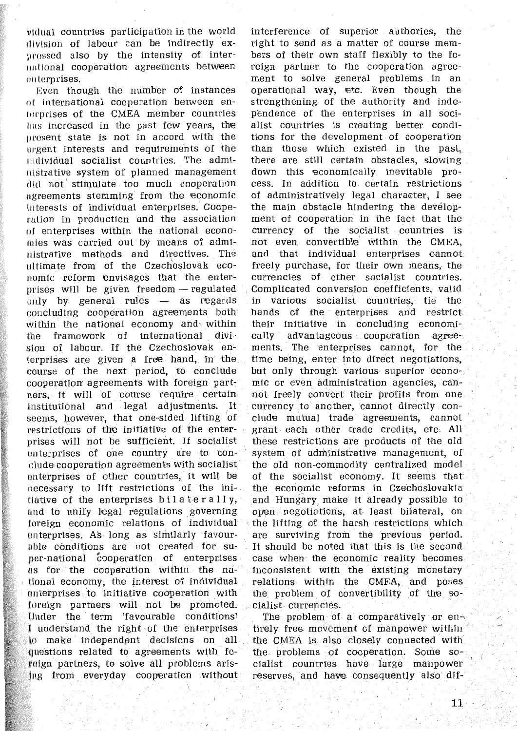vidual countries participation in the world division of labour can be indirectly expressed also by the intensity of international cooperation agreements between enterprises.

Even though the number of instances of international cooperation between enterprises of the CMEA member countries has increased in the past few years, the present state is not in accord with the urgent interests and requirements of the individual socialist countries. The administrative system of planned management did not stimulate too much cooperation agreements stemming from the economic interests of individual enterprises. Cooperation in production and the association of enterprises within the national economies was carried out by means of administrative methods and directives. The ultimate from of the Czechoslovak economic reform envisages that the enterprises will be given freedom — regulated only by general rules — as regards concluding cooperation agreements both within the national economy and within the framework of international division of labour. If the Czechoslovak enterprises are given a free hand, in the course of the next period, to conclude cooperation agreements with foreign partners, it will of course require certain institutional and legal adjustments. It seems, however, that one-sided lifting of restrictions of the initiative of the enterprises will not be sufficient. If socialist enterprises of one country are to conclude cooperation agreements with socialist enterprises of other countries, it will be necessary to lift restrictions of the initiative of the enterprises b i l a t e r a l l y, and to unify legal regulations governing foreign economic relations of individual enterprises. As long as similarly favourable conditions are not created for super-national cooperation of enterprises as for the cooperation within the national economy, the interest of individual enterprises to initiative cooperation with foreign partners will not be promoted. Under the term 'favourable conditions' I understand the right of the enterprises to make independent decisions on all questions related to agreements with foreign partners, to solve all problems arising from everyday cooperation without interference of superior authories, the right to send as a matter of course members of their own staff flexibly to the foreign partner to the cooperation agreement to solve general problems in an operational way, etc. Even though the strengthening of the authority and independence of the enterprises in all socialist countries is creating better conditions for the development of cooperation than those which existed in the past, there are still certain obstacles, slowing down this economically inevitable process. In addition to certain restrictions of administratively legal character, I see the main obstacle hindering the development of cooperation in the fact that the currency of the socialist countries is not even convertible within the CMEA, and that individual enterprises cannot freely purchase, for their own means, the currencies of other socialist countries. Complicated conversion coefficients, valid in various socialist countries, tie the hands of the enterprises and restrict their initiative in concluding economically advantageous cooperation agreements. The enterprises cannot, for the time being, enter into direct negotiations, but only through various superior economic or even administration agencies, cannot freely convert their profits from one currency to another, cannot directly conclude mutual trade agreements, cannot grant each other trade credits, etc. All these restrictions are products of the old system of administrative management, of the old non-commodity centralized model of the socialist economy. It seems that the economic reforms in Czechoslovakia and Hungary make it already possible to open negotiations, at least bilateral, on the lifting of the harsh restrictions which are surviving from the previous period. It should be noted that this is the second case when the economic reality becomes inconsistent with the existing monetary relations within the CMEA, and poses the problem of convertibility of the socialist currencies.

The problem of a comparatively or entirely free movement of manpower within the CMEA is also closely connected with the problems of cooperation. Some socialist countries have large manpower reserves, and have consequently also dif-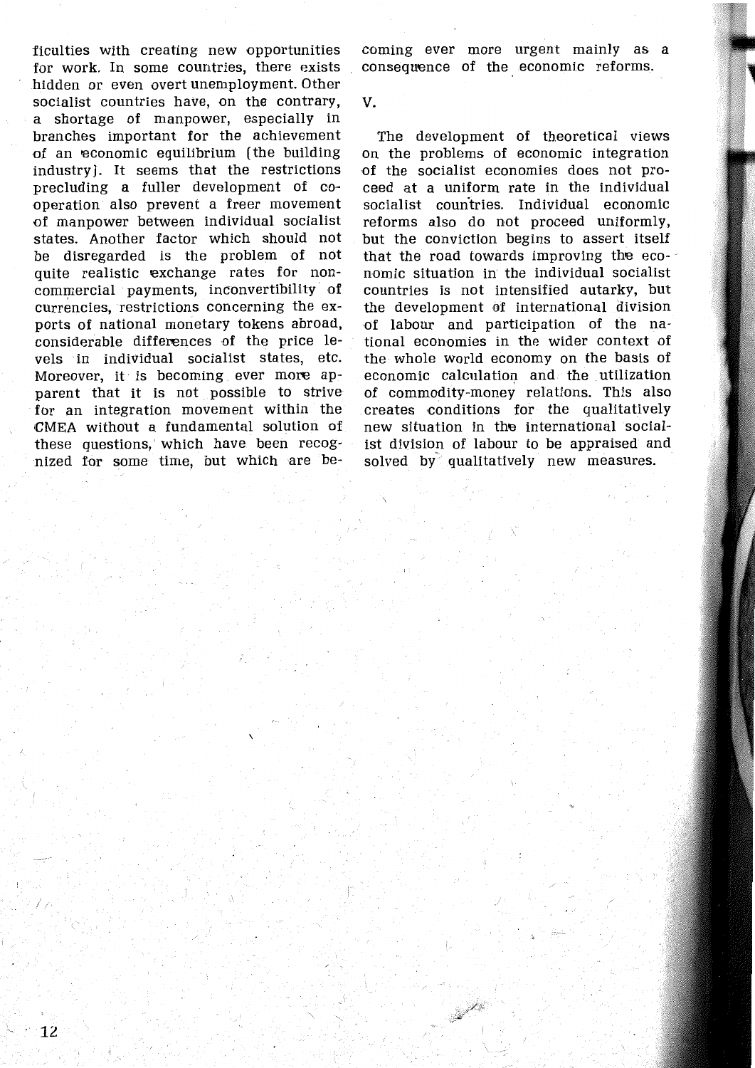ficulties with creating new opportunities for work. In some countries, there exists hidden or even overt unemployment. Other socialist countries have, on the contrary, a shortage of manpower, especially in branches important for the achievement of an economic equilibrium (the building industry). It seems that the restrictions precluding a fuller development of co-operation also prevent a freer movement of manpower between individual socialist states. Another factor which should not be disregarded is the problem of not quite realistic exchange rates for non-commercial payments, inconvertibility of currencies, restrictions concerning the exports of national monetary tokens abroad, considerable differences of the price levels in individual socialist states, etc. Moreover, it is becoming ever more apparent that it is not possible to strive for an integration movement within the CMEA without a fundamental solution of these questions, which have been recognized for some time, but which are becoming ever more urgent mainly as a consequence of the economic reforms.

## V.

The development of theoretical views on the problems of economic integration of the socialist economies does not proceed at a uniform rate in the individual socialist countries. Individual economic reforms also do not proceed uniformly, but the conviction begins to assert itself that the road towards improving the economic situation in the individual socialist countries is not intensified autarky, but the development of international division of labour and participation of the national economies in the wider context of the whole world economy on the basis of economic calculation and the utilization of commodity-money relations. This also creates conditions for the qualitatively new situation in the international socialist division of labour to be appraised and solved by qualitatively new measures.